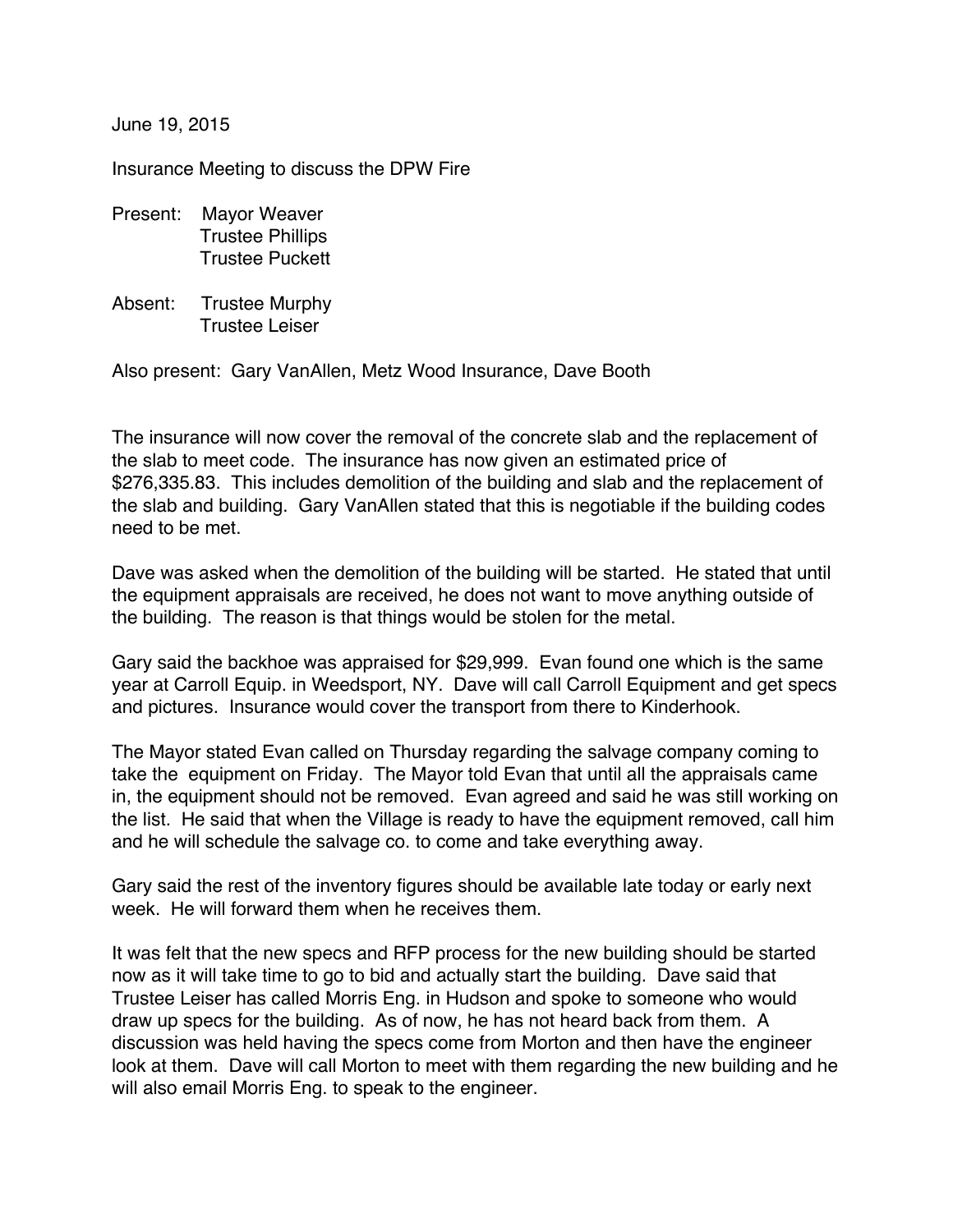June 19, 2015

Insurance Meeting to discuss the DPW Fire

Present: Mayor Weaver
Trustee Phillips
Trustee Puckett

Absent: Trustee Murphy
Trustee Leiser

Also present: Gary VanAllen, Metz Wood Insurance, Dave Booth

The insurance will now cover the removal of the concrete slab and the replacement of the slab to meet code. The insurance has now given an estimated price of $276,335.83. This includes demolition of the building and slab and the replacement of the slab and building. Gary VanAllen stated that this is negotiable if the building codes need to be met.

Dave was asked when the demolition of the building will be started. He stated that until the equipment appraisals are received, he does not want to move anything outside of the building. The reason is that things would be stolen for the metal.

Gary said the backhoe was appraised for $29,999. Evan found one which is the same year at Carroll Equip. in Weedsport, NY. Dave will call Carroll Equipment and get specs and pictures. Insurance would cover the transport from there to Kinderhook.

The Mayor stated Evan called on Thursday regarding the salvage company coming to take the equipment on Friday. The Mayor told Evan that until all the appraisals came in, the equipment should not be removed. Evan agreed and said he was still working on the list. He said that when the Village is ready to have the equipment removed, call him and he will schedule the salvage co. to come and take everything away.

Gary said the rest of the inventory figures should be available late today or early next week. He will forward them when he receives them.

It was felt that the new specs and RFP process for the new building should be started now as it will take time to go to bid and actually start the building. Dave said that Trustee Leiser has called Morris Eng. in Hudson and spoke to someone who would draw up specs for the building. As of now, he has not heard back from them. A discussion was held having the specs come from Morton and then have the engineer look at them. Dave will call Morton to meet with them regarding the new building and he will also email Morris Eng. to speak to the engineer.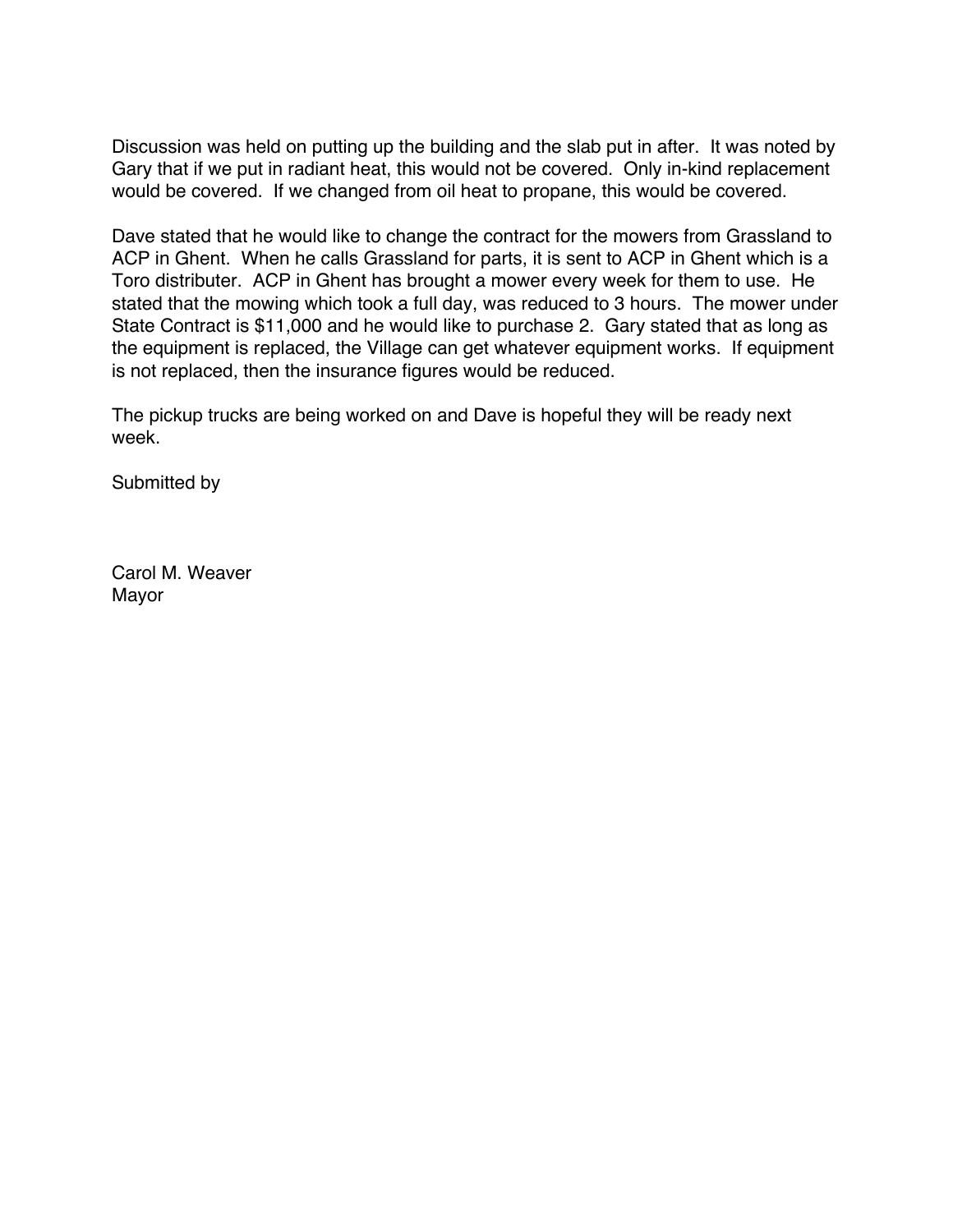Discussion was held on putting up the building and the slab put in after. It was noted by Gary that if we put in radiant heat, this would not be covered. Only in-kind replacement would be covered. If we changed from oil heat to propane, this would be covered.

Dave stated that he would like to change the contract for the mowers from Grassland to ACP in Ghent. When he calls Grassland for parts, it is sent to ACP in Ghent which is a Toro distributer. ACP in Ghent has brought a mower every week for them to use. He stated that the mowing which took a full day, was reduced to 3 hours. The mower under State Contract is $11,000 and he would like to purchase 2. Gary stated that as long as the equipment is replaced, the Village can get whatever equipment works. If equipment is not replaced, then the insurance figures would be reduced.

The pickup trucks are being worked on and Dave is hopeful they will be ready next week.

Submitted by

Carol M. Weaver
Mayor